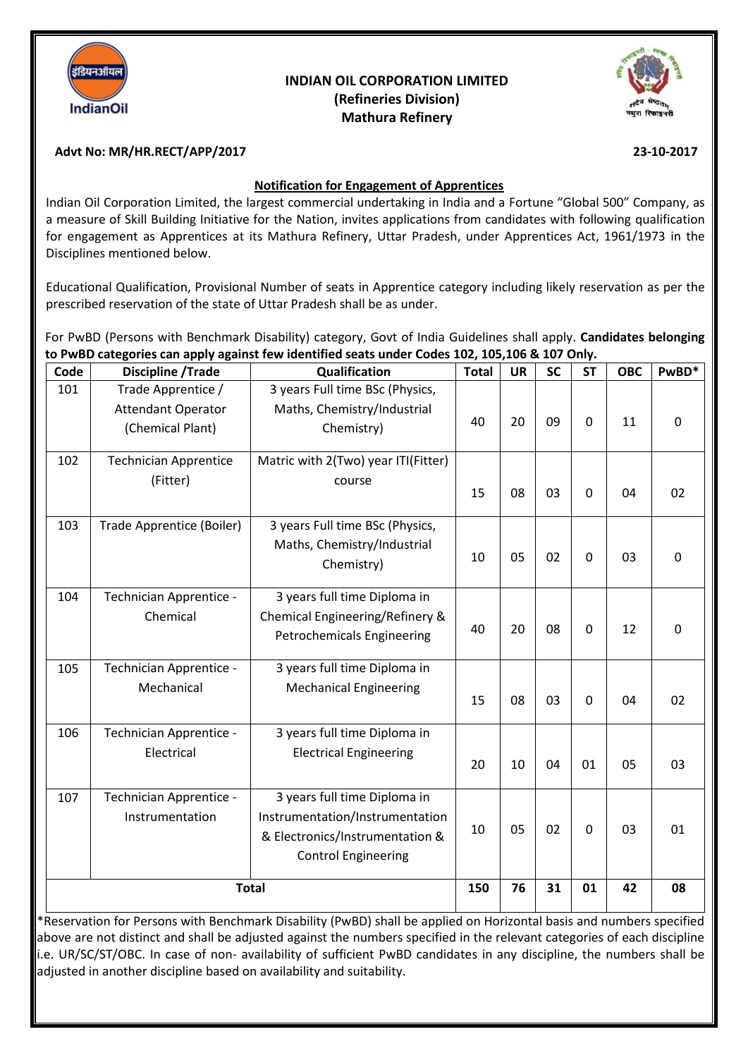**INDIAN OIL CORPORATION LIMITED**
**(Refineries Division)**
**Mathura Refinery**

**Advt No: MR/HR.RECT/APP/2017** **23-10-2017**

## Notification for Engagement of Apprentices

Indian Oil Corporation Limited, the largest commercial undertaking in India and a Fortune "Global 500" Company, as a measure of Skill Building Initiative for the Nation, invites applications from candidates with following qualification for engagement as Apprentices at its Mathura Refinery, Uttar Pradesh, under Apprentices Act, 1961/1973 in the Disciplines mentioned below.

Educational Qualification, Provisional Number of seats in Apprentice category including likely reservation as per the prescribed reservation of the state of Uttar Pradesh shall be as under.

For PwBD (Persons with Benchmark Disability) category, Govt of India Guidelines shall apply. **Candidates belonging to PwBD categories can apply against few identified seats under Codes 102, 105,106 & 107 Only.**

| Code | Discipline /Trade | Qualification | Total | UR | SC | ST | OBC | PwBD* |
|---|---|---|---|---|---|---|---|---|
| 101 | Trade Apprentice / Attendant Operator (Chemical Plant) | 3 years Full time BSc (Physics, Maths, Chemistry/Industrial Chemistry) | 40 | 20 | 09 | 0 | 11 | 0 |
| 102 | Technician Apprentice (Fitter) | Matric with 2(Two) year ITI(Fitter) course | 15 | 08 | 03 | 0 | 04 | 02 |
| 103 | Trade Apprentice (Boiler) | 3 years Full time BSc (Physics, Maths, Chemistry/Industrial Chemistry) | 10 | 05 | 02 | 0 | 03 | 0 |
| 104 | Technician Apprentice - Chemical | 3 years full time Diploma in Chemical Engineering/Refinery & Petrochemicals Engineering | 40 | 20 | 08 | 0 | 12 | 0 |
| 105 | Technician Apprentice - Mechanical | 3 years full time Diploma in Mechanical Engineering | 15 | 08 | 03 | 0 | 04 | 02 |
| 106 | Technician Apprentice - Electrical | 3 years full time Diploma in Electrical Engineering | 20 | 10 | 04 | 01 | 05 | 03 |
| 107 | Technician Apprentice - Instrumentation | 3 years full time Diploma in Instrumentation/Instrumentation & Electronics/Instrumentation & Control Engineering | 10 | 05 | 02 | 0 | 03 | 01 |
| **Total** | | | **150** | **76** | **31** | **01** | **42** | **08** |

*Reservation for Persons with Benchmark Disability (PwBD) shall be applied on Horizontal basis and numbers specified above are not distinct and shall be adjusted against the numbers specified in the relevant categories of each discipline i.e. UR/SC/ST/OBC. In case of non- availability of sufficient PwBD candidates in any discipline, the numbers shall be adjusted in another discipline based on availability and suitability.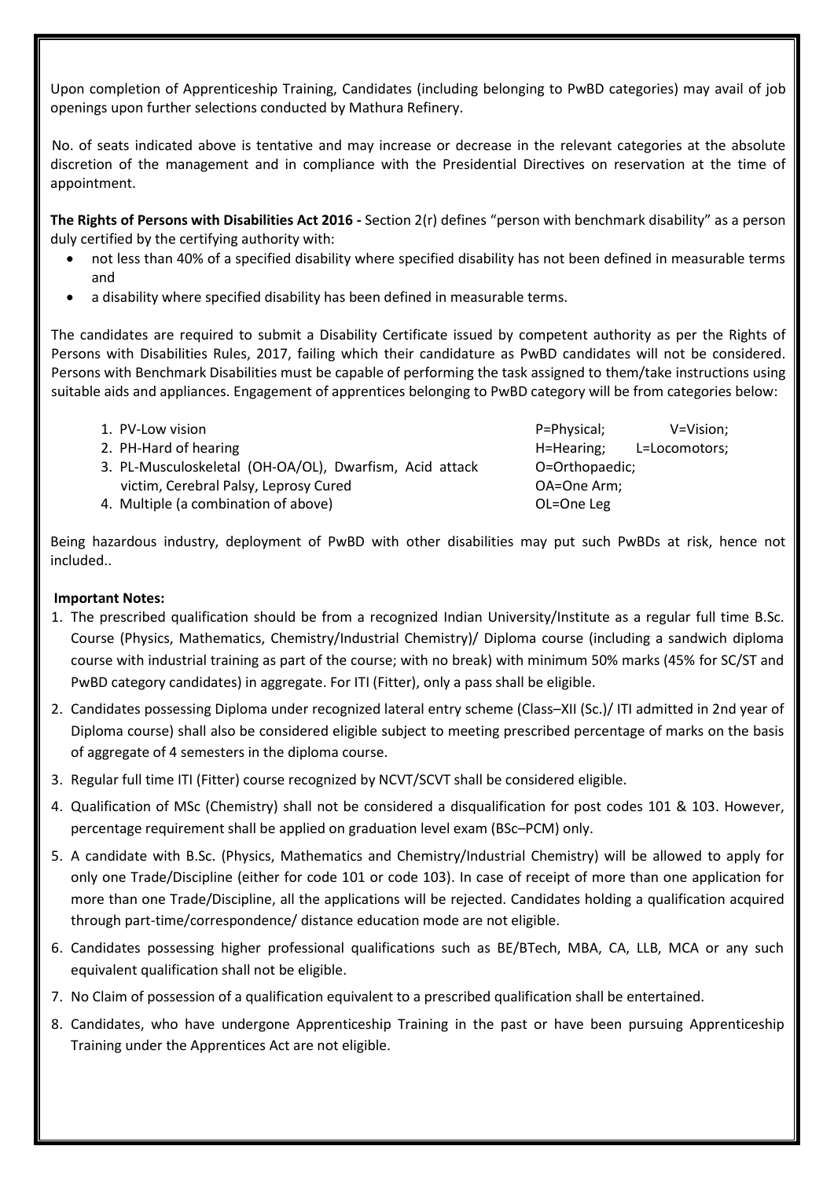Upon completion of Apprenticeship Training, Candidates (including belonging to PwBD categories) may avail of job openings upon further selections conducted by Mathura Refinery.

No. of seats indicated above is tentative and may increase or decrease in the relevant categories at the absolute discretion of the management and in compliance with the Presidential Directives on reservation at the time of appointment.

**The Rights of Persons with Disabilities Act 2016 -** Section 2(r) defines "person with benchmark disability" as a person duly certified by the certifying authority with:

- not less than 40% of a specified disability where specified disability has not been defined in measurable terms and
- a disability where specified disability has been defined in measurable terms.

The candidates are required to submit a Disability Certificate issued by competent authority as per the Rights of Persons with Disabilities Rules, 2017, failing which their candidature as PwBD candidates will not be considered. Persons with Benchmark Disabilities must be capable of performing the task assigned to them/take instructions using suitable aids and appliances. Engagement of apprentices belonging to PwBD category will be from categories below:

1. PV-Low vision
2. PH-Hard of hearing
3. PL-Musculoskeletal (OH-OA/OL), Dwarfism, Acid attack victim, Cerebral Palsy, Leprosy Cured
4. Multiple (a combination of above)

P=Physical; V=Vision; H=Hearing; L=Locomotors; O=Orthopaedic; OA=One Arm; OL=One Leg

Being hazardous industry, deployment of PwBD with other disabilities may put such PwBDs at risk, hence not included..

**Important Notes:**

1. The prescribed qualification should be from a recognized Indian University/Institute as a regular full time B.Sc. Course (Physics, Mathematics, Chemistry/Industrial Chemistry)/ Diploma course (including a sandwich diploma course with industrial training as part of the course; with no break) with minimum 50% marks (45% for SC/ST and PwBD category candidates) in aggregate. For ITI (Fitter), only a pass shall be eligible.
2. Candidates possessing Diploma under recognized lateral entry scheme (Class–XII (Sc.)/ ITI admitted in 2nd year of Diploma course) shall also be considered eligible subject to meeting prescribed percentage of marks on the basis of aggregate of 4 semesters in the diploma course.
3. Regular full time ITI (Fitter) course recognized by NCVT/SCVT shall be considered eligible.
4. Qualification of MSc (Chemistry) shall not be considered a disqualification for post codes 101 & 103. However, percentage requirement shall be applied on graduation level exam (BSc–PCM) only.
5. A candidate with B.Sc. (Physics, Mathematics and Chemistry/Industrial Chemistry) will be allowed to apply for only one Trade/Discipline (either for code 101 or code 103). In case of receipt of more than one application for more than one Trade/Discipline, all the applications will be rejected. Candidates holding a qualification acquired through part-time/correspondence/ distance education mode are not eligible.
6. Candidates possessing higher professional qualifications such as BE/BTech, MBA, CA, LLB, MCA or any such equivalent qualification shall not be eligible.
7. No Claim of possession of a qualification equivalent to a prescribed qualification shall be entertained.
8. Candidates, who have undergone Apprenticeship Training in the past or have been pursuing Apprenticeship Training under the Apprentices Act are not eligible.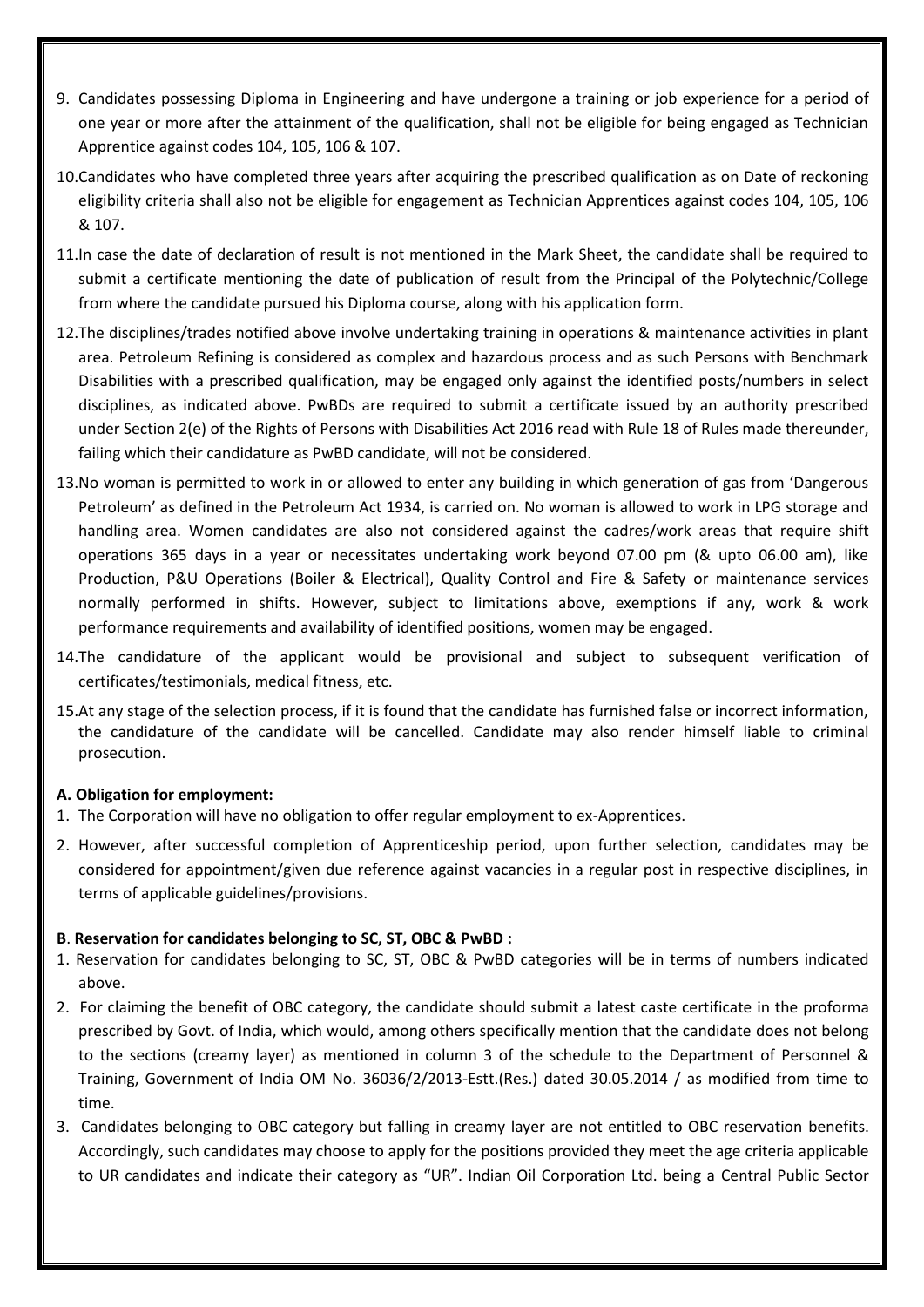9. Candidates possessing Diploma in Engineering and have undergone a training or job experience for a period of one year or more after the attainment of the qualification, shall not be eligible for being engaged as Technician Apprentice against codes 104, 105, 106 & 107.

10. Candidates who have completed three years after acquiring the prescribed qualification as on Date of reckoning eligibility criteria shall also not be eligible for engagement as Technician Apprentices against codes 104, 105, 106 & 107.

11. In case the date of declaration of result is not mentioned in the Mark Sheet, the candidate shall be required to submit a certificate mentioning the date of publication of result from the Principal of the Polytechnic/College from where the candidate pursued his Diploma course, along with his application form.

12. The disciplines/trades notified above involve undertaking training in operations & maintenance activities in plant area. Petroleum Refining is considered as complex and hazardous process and as such Persons with Benchmark Disabilities with a prescribed qualification, may be engaged only against the identified posts/numbers in select disciplines, as indicated above. PwBDs are required to submit a certificate issued by an authority prescribed under Section 2(e) of the Rights of Persons with Disabilities Act 2016 read with Rule 18 of Rules made thereunder, failing which their candidature as PwBD candidate, will not be considered.

13. No woman is permitted to work in or allowed to enter any building in which generation of gas from 'Dangerous Petroleum' as defined in the Petroleum Act 1934, is carried on. No woman is allowed to work in LPG storage and handling area. Women candidates are also not considered against the cadres/work areas that require shift operations 365 days in a year or necessitates undertaking work beyond 07.00 pm (& upto 06.00 am), like Production, P&U Operations (Boiler & Electrical), Quality Control and Fire & Safety or maintenance services normally performed in shifts. However, subject to limitations above, exemptions if any, work & work performance requirements and availability of identified positions, women may be engaged.

14. The candidature of the applicant would be provisional and subject to subsequent verification of certificates/testimonials, medical fitness, etc.

15. At any stage of the selection process, if it is found that the candidate has furnished false or incorrect information, the candidature of the candidate will be cancelled. Candidate may also render himself liable to criminal prosecution.

**A. Obligation for employment:**

1. The Corporation will have no obligation to offer regular employment to ex-Apprentices.
2. However, after successful completion of Apprenticeship period, upon further selection, candidates may be considered for appointment/given due reference against vacancies in a regular post in respective disciplines, in terms of applicable guidelines/provisions.

**B. Reservation for candidates belonging to SC, ST, OBC & PwBD :**

1. Reservation for candidates belonging to SC, ST, OBC & PwBD categories will be in terms of numbers indicated above.
2. For claiming the benefit of OBC category, the candidate should submit a latest caste certificate in the proforma prescribed by Govt. of India, which would, among others specifically mention that the candidate does not belong to the sections (creamy layer) as mentioned in column 3 of the schedule to the Department of Personnel & Training, Government of India OM No. 36036/2/2013-Estt.(Res.) dated 30.05.2014 / as modified from time to time.
3. Candidates belonging to OBC category but falling in creamy layer are not entitled to OBC reservation benefits. Accordingly, such candidates may choose to apply for the positions provided they meet the age criteria applicable to UR candidates and indicate their category as "UR". Indian Oil Corporation Ltd. being a Central Public Sector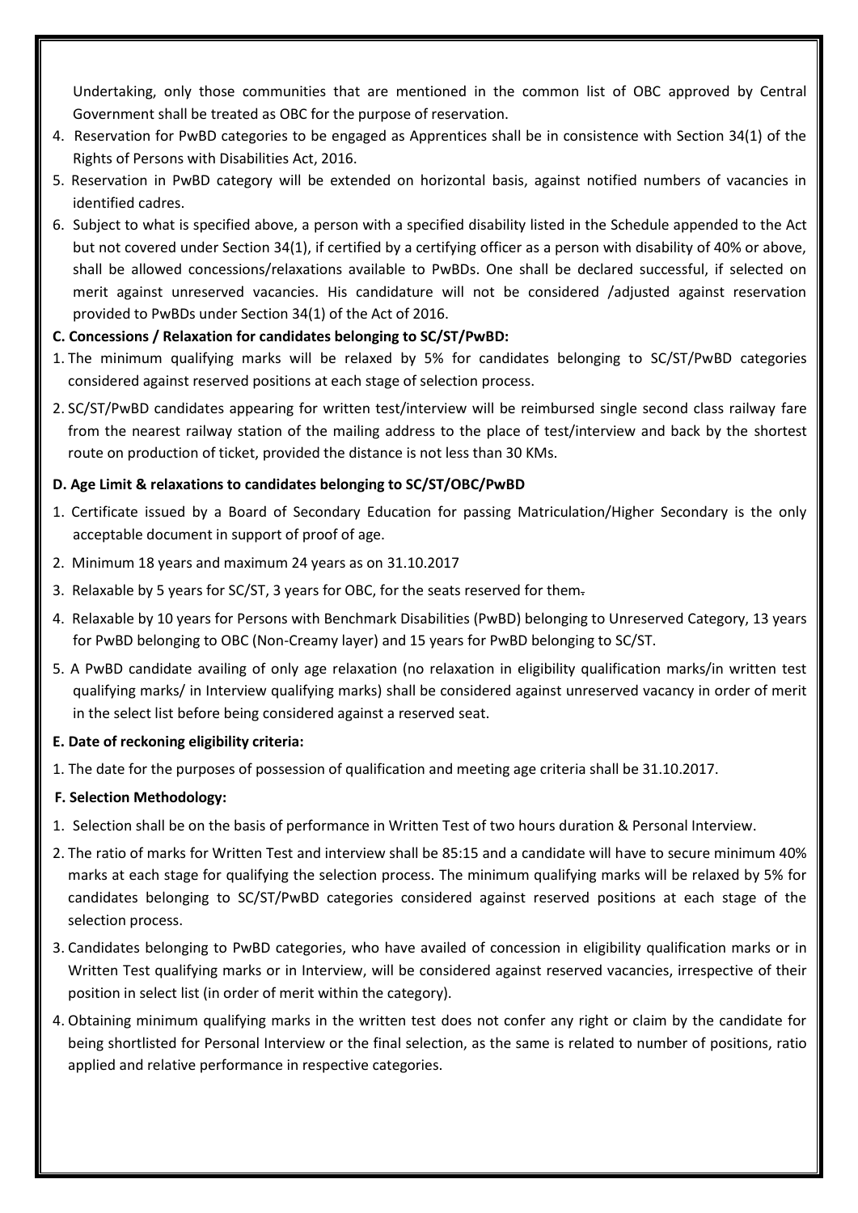Undertaking, only those communities that are mentioned in the common list of OBC approved by Central Government shall be treated as OBC for the purpose of reservation.

4. Reservation for PwBD categories to be engaged as Apprentices shall be in consistence with Section 34(1) of the Rights of Persons with Disabilities Act, 2016.
5. Reservation in PwBD category will be extended on horizontal basis, against notified numbers of vacancies in identified cadres.
6. Subject to what is specified above, a person with a specified disability listed in the Schedule appended to the Act but not covered under Section 34(1), if certified by a certifying officer as a person with disability of 40% or above, shall be allowed concessions/relaxations available to PwBDs. One shall be declared successful, if selected on merit against unreserved vacancies. His candidature will not be considered /adjusted against reservation provided to PwBDs under Section 34(1) of the Act of 2016.

**C. Concessions / Relaxation for candidates belonging to SC/ST/PwBD:**

1. The minimum qualifying marks will be relaxed by 5% for candidates belonging to SC/ST/PwBD categories considered against reserved positions at each stage of selection process.
2. SC/ST/PwBD candidates appearing for written test/interview will be reimbursed single second class railway fare from the nearest railway station of the mailing address to the place of test/interview and back by the shortest route on production of ticket, provided the distance is not less than 30 KMs.

**D. Age Limit & relaxations to candidates belonging to SC/ST/OBC/PwBD**

1. Certificate issued by a Board of Secondary Education for passing Matriculation/Higher Secondary is the only acceptable document in support of proof of age.
2. Minimum 18 years and maximum 24 years as on 31.10.2017
3. Relaxable by 5 years for SC/ST, 3 years for OBC, for the seats reserved for them.
4. Relaxable by 10 years for Persons with Benchmark Disabilities (PwBD) belonging to Unreserved Category, 13 years for PwBD belonging to OBC (Non-Creamy layer) and 15 years for PwBD belonging to SC/ST.
5. A PwBD candidate availing of only age relaxation (no relaxation in eligibility qualification marks/in written test qualifying marks/ in Interview qualifying marks) shall be considered against unreserved vacancy in order of merit in the select list before being considered against a reserved seat.

**E. Date of reckoning eligibility criteria:**

1. The date for the purposes of possession of qualification and meeting age criteria shall be 31.10.2017.

**F. Selection Methodology:**

1. Selection shall be on the basis of performance in Written Test of two hours duration & Personal Interview.
2. The ratio of marks for Written Test and interview shall be 85:15 and a candidate will have to secure minimum 40% marks at each stage for qualifying the selection process. The minimum qualifying marks will be relaxed by 5% for candidates belonging to SC/ST/PwBD categories considered against reserved positions at each stage of the selection process.
3. Candidates belonging to PwBD categories, who have availed of concession in eligibility qualification marks or in Written Test qualifying marks or in Interview, will be considered against reserved vacancies, irrespective of their position in select list (in order of merit within the category).
4. Obtaining minimum qualifying marks in the written test does not confer any right or claim by the candidate for being shortlisted for Personal Interview or the final selection, as the same is related to number of positions, ratio applied and relative performance in respective categories.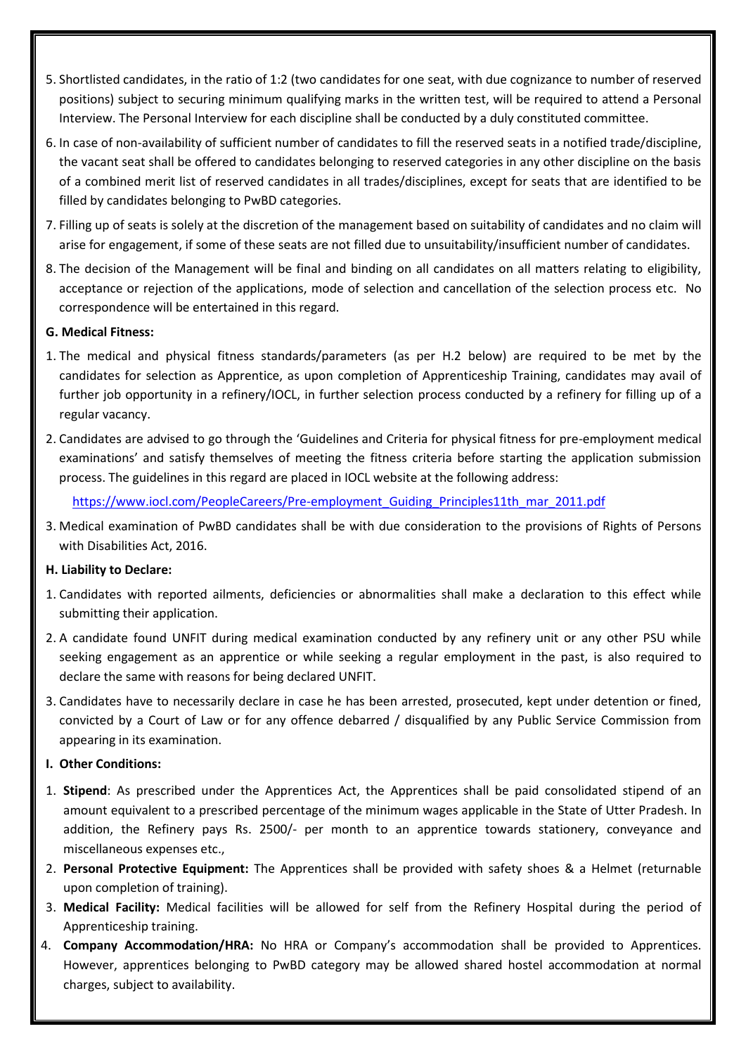5. Shortlisted candidates, in the ratio of 1:2 (two candidates for one seat, with due cognizance to number of reserved positions) subject to securing minimum qualifying marks in the written test, will be required to attend a Personal Interview. The Personal Interview for each discipline shall be conducted by a duly constituted committee.
6. In case of non-availability of sufficient number of candidates to fill the reserved seats in a notified trade/discipline, the vacant seat shall be offered to candidates belonging to reserved categories in any other discipline on the basis of a combined merit list of reserved candidates in all trades/disciplines, except for seats that are identified to be filled by candidates belonging to PwBD categories.
7. Filling up of seats is solely at the discretion of the management based on suitability of candidates and no claim will arise for engagement, if some of these seats are not filled due to unsuitability/insufficient number of candidates.
8. The decision of the Management will be final and binding on all candidates on all matters relating to eligibility, acceptance or rejection of the applications, mode of selection and cancellation of the selection process etc. No correspondence will be entertained in this regard.

**G. Medical Fitness:**

1. The medical and physical fitness standards/parameters (as per H.2 below) are required to be met by the candidates for selection as Apprentice, as upon completion of Apprenticeship Training, candidates may avail of further job opportunity in a refinery/IOCL, in further selection process conducted by a refinery for filling up of a regular vacancy.
2. Candidates are advised to go through the 'Guidelines and Criteria for physical fitness for pre-employment medical examinations' and satisfy themselves of meeting the fitness criteria before starting the application submission process. The guidelines in this regard are placed in IOCL website at the following address:

   https://www.iocl.com/PeopleCareers/Pre-employment_Guiding_Principles11th_mar_2011.pdf
3. Medical examination of PwBD candidates shall be with due consideration to the provisions of Rights of Persons with Disabilities Act, 2016.

**H. Liability to Declare:**

1. Candidates with reported ailments, deficiencies or abnormalities shall make a declaration to this effect while submitting their application.
2. A candidate found UNFIT during medical examination conducted by any refinery unit or any other PSU while seeking engagement as an apprentice or while seeking a regular employment in the past, is also required to declare the same with reasons for being declared UNFIT.
3. Candidates have to necessarily declare in case he has been arrested, prosecuted, kept under detention or fined, convicted by a Court of Law or for any offence debarred / disqualified by any Public Service Commission from appearing in its examination.

**I. Other Conditions:**

1. **Stipend**: As prescribed under the Apprentices Act, the Apprentices shall be paid consolidated stipend of an amount equivalent to a prescribed percentage of the minimum wages applicable in the State of Utter Pradesh. In addition, the Refinery pays Rs. 2500/- per month to an apprentice towards stationery, conveyance and miscellaneous expenses etc.,
2. **Personal Protective Equipment:** The Apprentices shall be provided with safety shoes & a Helmet (returnable upon completion of training).
3. **Medical Facility:** Medical facilities will be allowed for self from the Refinery Hospital during the period of Apprenticeship training.
4. **Company Accommodation/HRA:** No HRA or Company's accommodation shall be provided to Apprentices. However, apprentices belonging to PwBD category may be allowed shared hostel accommodation at normal charges, subject to availability.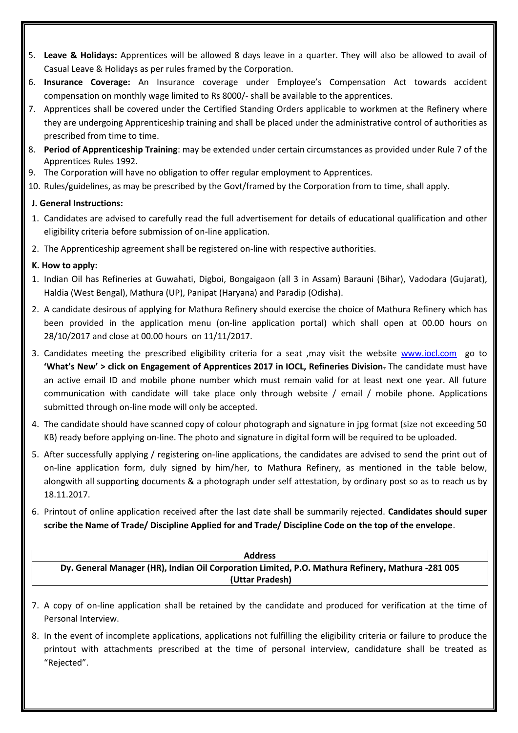5. **Leave & Holidays:** Apprentices will be allowed 8 days leave in a quarter. They will also be allowed to avail of Casual Leave & Holidays as per rules framed by the Corporation.
6. **Insurance Coverage:** An Insurance coverage under Employee's Compensation Act towards accident compensation on monthly wage limited to Rs 8000/- shall be available to the apprentices.
7. Apprentices shall be covered under the Certified Standing Orders applicable to workmen at the Refinery where they are undergoing Apprenticeship training and shall be placed under the administrative control of authorities as prescribed from time to time.
8. **Period of Apprenticeship Training**: may be extended under certain circumstances as provided under Rule 7 of the Apprentices Rules 1992.
9. The Corporation will have no obligation to offer regular employment to Apprentices.
10. Rules/guidelines, as may be prescribed by the Govt/framed by the Corporation from to time, shall apply.

**J. General Instructions:**

1. Candidates are advised to carefully read the full advertisement for details of educational qualification and other eligibility criteria before submission of on-line application.
2. The Apprenticeship agreement shall be registered on-line with respective authorities.

**K. How to apply:**

1. Indian Oil has Refineries at Guwahati, Digboi, Bongaigaon (all 3 in Assam) Barauni (Bihar), Vadodara (Gujarat), Haldia (West Bengal), Mathura (UP), Panipat (Haryana) and Paradip (Odisha).
2. A candidate desirous of applying for Mathura Refinery should exercise the choice of Mathura Refinery which has been provided in the application menu (on-line application portal) which shall open at 00.00 hours on 28/10/2017 and close at 00.00 hours on 11/11/2017.
3. Candidates meeting the prescribed eligibility criteria for a seat ,may visit the website www.iocl.com go to **'What's New' > click on Engagement of Apprentices 2017 in IOCL, Refineries Division.** The candidate must have an active email ID and mobile phone number which must remain valid for at least next one year. All future communication with candidate will take place only through website / email / mobile phone. Applications submitted through on-line mode will only be accepted.
4. The candidate should have scanned copy of colour photograph and signature in jpg format (size not exceeding 50 KB) ready before applying on-line. The photo and signature in digital form will be required to be uploaded.
5. After successfully applying / registering on-line applications, the candidates are advised to send the print out of on-line application form, duly signed by him/her, to Mathura Refinery, as mentioned in the table below, alongwith all supporting documents & a photograph under self attestation, by ordinary post so as to reach us by 18.11.2017.
6. Printout of online application received after the last date shall be summarily rejected. **Candidates should super scribe the Name of Trade/ Discipline Applied for and Trade/ Discipline Code on the top of the envelope**.

| **Address** |
|---|
| **Dy. General Manager (HR), Indian Oil Corporation Limited, P.O. Mathura Refinery, Mathura -281 005 (Uttar Pradesh)** |

7. A copy of on-line application shall be retained by the candidate and produced for verification at the time of Personal Interview.
8. In the event of incomplete applications, applications not fulfilling the eligibility criteria or failure to produce the printout with attachments prescribed at the time of personal interview, candidature shall be treated as "Rejected".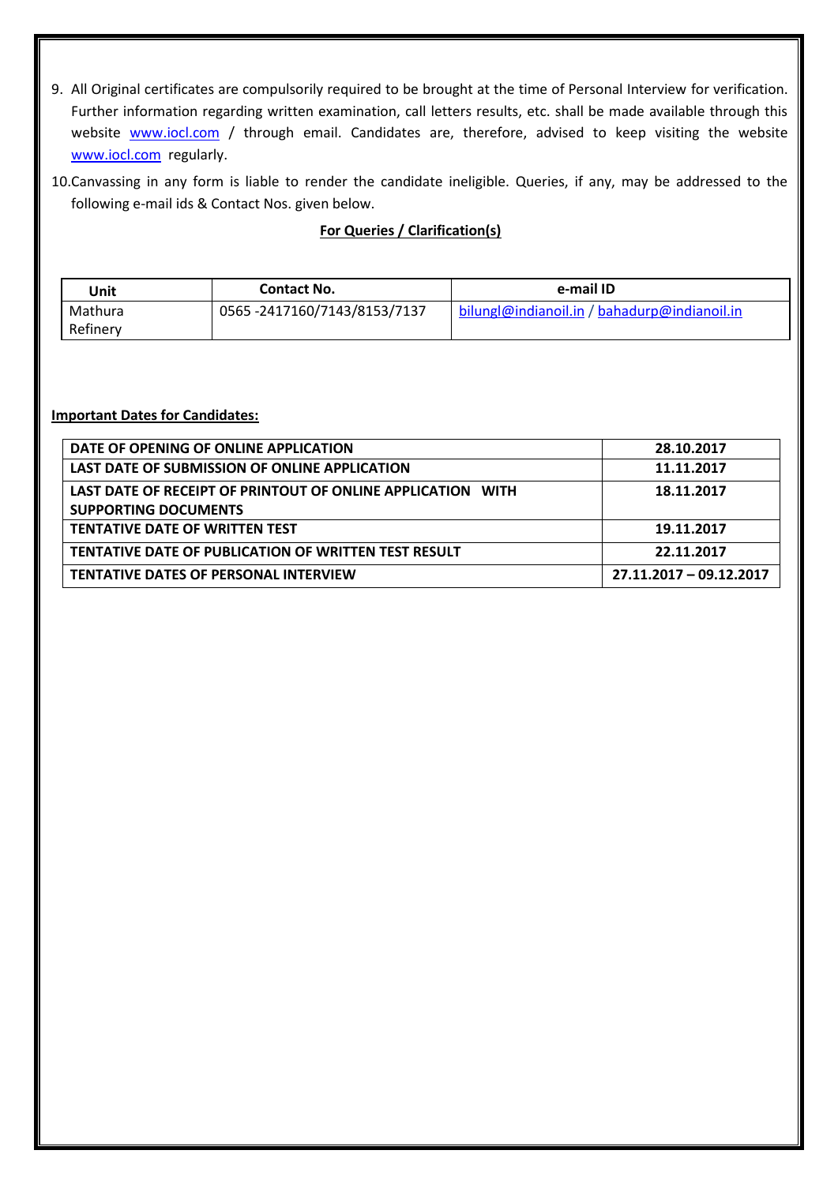9. All Original certificates are compulsorily required to be brought at the time of Personal Interview for verification. Further information regarding written examination, call letters results, etc. shall be made available through this website www.iocl.com / through email. Candidates are, therefore, advised to keep visiting the website www.iocl.com regularly.

10. Canvassing in any form is liable to render the candidate ineligible. Queries, if any, may be addressed to the following e-mail ids & Contact Nos. given below.

**For Queries / Clarification(s)**

| Unit | Contact No. | e-mail ID |
|---|---|---|
| Mathura Refinery | 0565 -2417160/7143/8153/7137 | bilungl@indianoil.in / bahadurp@indianoil.in |

**Important Dates for Candidates:**

| | |
|---|---|
| **DATE OF OPENING OF ONLINE APPLICATION** | **28.10.2017** |
| **LAST DATE OF SUBMISSION OF ONLINE APPLICATION** | **11.11.2017** |
| **LAST DATE OF RECEIPT OF PRINTOUT OF ONLINE APPLICATION WITH SUPPORTING DOCUMENTS** | **18.11.2017** |
| **TENTATIVE DATE OF WRITTEN TEST** | **19.11.2017** |
| **TENTATIVE DATE OF PUBLICATION OF WRITTEN TEST RESULT** | **22.11.2017** |
| **TENTATIVE DATES OF PERSONAL INTERVIEW** | **27.11.2017 – 09.12.2017** |